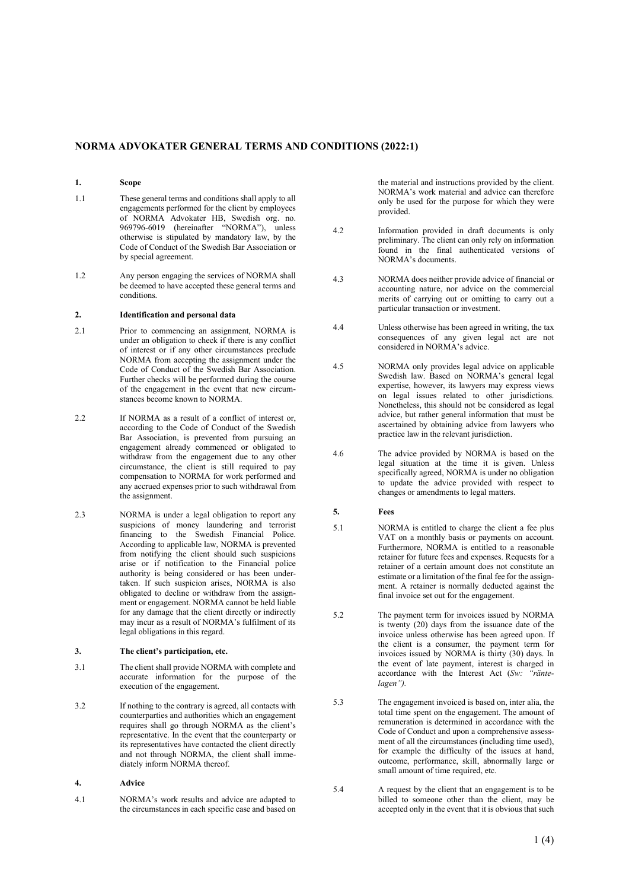## NORMA ADVOKATER GENERAL TERMS AND CONDITIONS (2022:1)

### 1. Scope

1.1 These general terms and conditions shall apply to all engagements performed for the client by employees of NORMA Advokater HB, Swedish org. no. 969796-6019 (hereinafter "NORMA"), unless otherwise is stipulated by mandatory law, by the Code of Conduct of the Swedish Bar Association or by special agreement.

1.2 Any person engaging the services of NORMA shall be deemed to have accepted these general terms and conditions.

### 2. Identification and personal data

2.1 Prior to commencing an assignment, NORMA is under an obligation to check if there is any conflict of interest or if any other circumstances preclude NORMA from accepting the assignment under the Code of Conduct of the Swedish Bar Association. Further checks will be performed during the course of the engagement in the event that new circumstances become known to NORMA.

2.2 If NORMA as a result of a conflict of interest or, according to the Code of Conduct of the Swedish Bar Association, is prevented from pursuing an engagement already commenced or obligated to withdraw from the engagement due to any other circumstance, the client is still required to pay compensation to NORMA for work performed and any accrued expenses prior to such withdrawal from the assignment.

2.3 NORMA is under a legal obligation to report any suspicions of money laundering and terrorist financing to the Swedish Financial Police. According to applicable law, NORMA is prevented from notifying the client should such suspicions arise or if notification to the Financial police authority is being considered or has been undertaken. If such suspicion arises, NORMA is also obligated to decline or withdraw from the assignment or engagement. NORMA cannot be held liable for any damage that the client directly or indirectly may incur as a result of NORMA's fulfilment of its legal obligations in this regard.

### 3. The client's participation, etc.

3.1 The client shall provide NORMA with complete and accurate information for the purpose of the execution of the engagement.

3.2 If nothing to the contrary is agreed, all contacts with counterparties and authorities which an engagement requires shall go through NORMA as the client's representative. In the event that the counterparty or its representatives have contacted the client directly and not through NORMA, the client shall immediately inform NORMA thereof.

### 4. Advice

4.1 NORMA's work results and advice are adapted to the circumstances in each specific case and based on the material and instructions provided by the client. NORMA's work material and advice can therefore only be used for the purpose for which they were provided.

4.2 Information provided in draft documents is only preliminary. The client can only rely on information found in the final authenticated versions of NORMA's documents.

4.3 NORMA does neither provide advice of financial or accounting nature, nor advice on the commercial merits of carrying out or omitting to carry out a particular transaction or investment.

4.4 Unless otherwise has been agreed in writing, the tax consequences of any given legal act are not considered in NORMA's advice.

4.5 NORMA only provides legal advice on applicable Swedish law. Based on NORMA's general legal expertise, however, its lawyers may express views on legal issues related to other jurisdictions. Nonetheless, this should not be considered as legal advice, but rather general information that must be ascertained by obtaining advice from lawyers who practice law in the relevant jurisdiction.

4.6 The advice provided by NORMA is based on the legal situation at the time it is given. Unless specifically agreed, NORMA is under no obligation to update the advice provided with respect to changes or amendments to legal matters.

### 5. Fees

5.1 NORMA is entitled to charge the client a fee plus VAT on a monthly basis or payments on account. Furthermore, NORMA is entitled to a reasonable retainer for future fees and expenses. Requests for a retainer of a certain amount does not constitute an estimate or a limitation of the final fee for the assignment. A retainer is normally deducted against the final invoice set out for the engagement.

5.2 The payment term for invoices issued by NORMA is twenty (20) days from the issuance date of the invoice unless otherwise has been agreed upon. If the client is a consumer, the payment term for invoices issued by NORMA is thirty (30) days. In the event of late payment, interest is charged in accordance with the Interest Act (*Sw: "räntelagen")*.

5.3 The engagement invoiced is based on, inter alia, the total time spent on the engagement. The amount of remuneration is determined in accordance with the Code of Conduct and upon a comprehensive assessment of all the circumstances (including time used), for example the difficulty of the issues at hand, outcome, performance, skill, abnormally large or small amount of time required, etc.

5.4 A request by the client that an engagement is to be billed to someone other than the client, may be accepted only in the event that it is obvious that such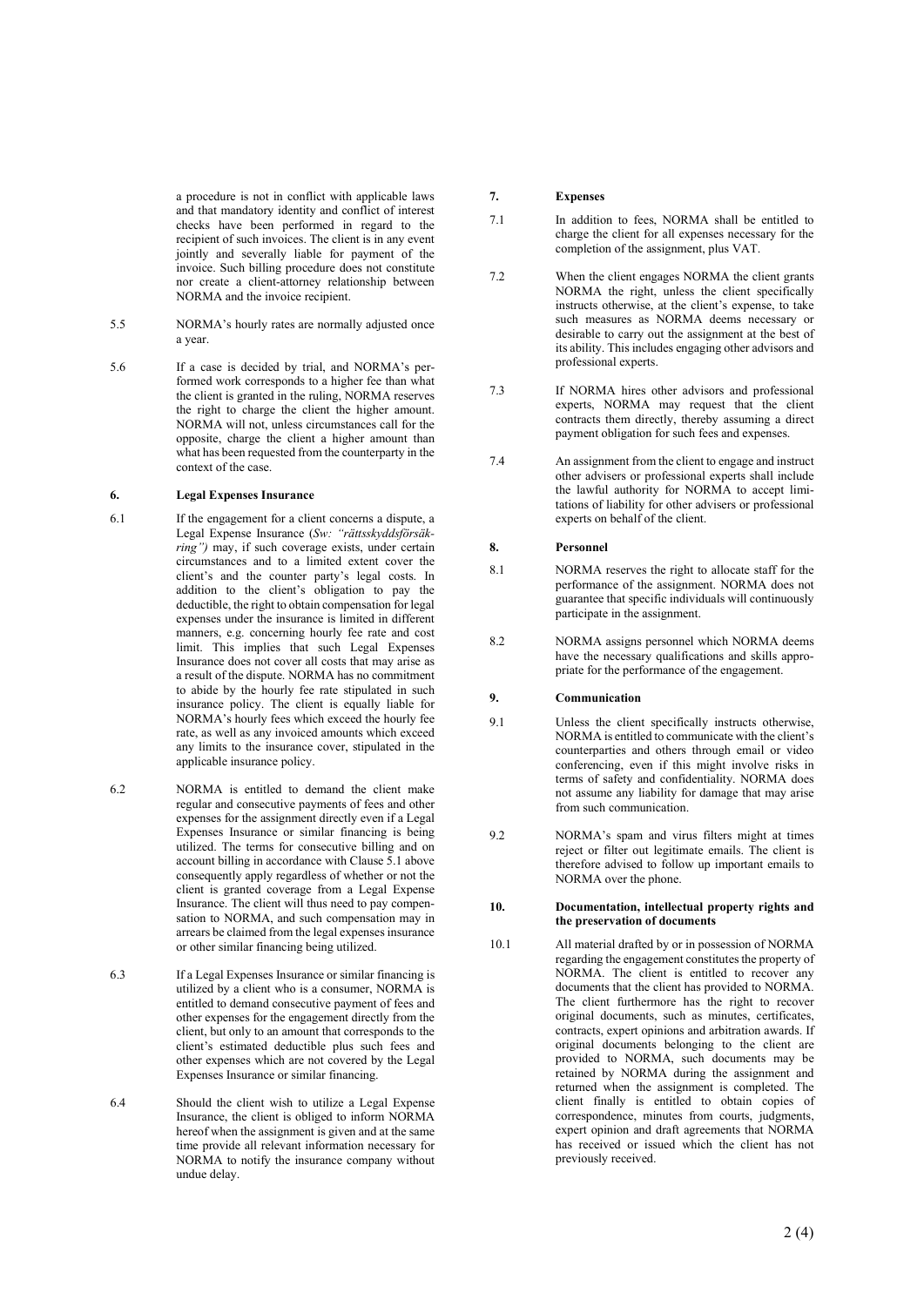a procedure is not in conflict with applicable laws and that mandatory identity and conflict of interest checks have been performed in regard to the recipient of such invoices. The client is in any event jointly and severally liable for payment of the invoice. Such billing procedure does not constitute nor create a client-attorney relationship between NORMA and the invoice recipient.

5.5 NORMA's hourly rates are normally adjusted once a year.

5.6 If a case is decided by trial, and NORMA's performed work corresponds to a higher fee than what the client is granted in the ruling, NORMA reserves the right to charge the client the higher amount. NORMA will not, unless circumstances call for the opposite, charge the client a higher amount than what has been requested from the counterparty in the context of the case.

## 6. Legal Expenses Insurance

6.1 If the engagement for a client concerns a dispute, a Legal Expense Insurance (*Sw: "rättsskyddsförsäkring")* may, if such coverage exists, under certain circumstances and to a limited extent cover the client's and the counter party's legal costs. In addition to the client's obligation to pay the deductible, the right to obtain compensation for legal expenses under the insurance is limited in different manners, e.g. concerning hourly fee rate and cost limit. This implies that such Legal Expenses Insurance does not cover all costs that may arise as a result of the dispute. NORMA has no commitment to abide by the hourly fee rate stipulated in such insurance policy. The client is equally liable for NORMA's hourly fees which exceed the hourly fee rate, as well as any invoiced amounts which exceed any limits to the insurance cover, stipulated in the applicable insurance policy.

6.2 NORMA is entitled to demand the client make regular and consecutive payments of fees and other expenses for the assignment directly even if a Legal Expenses Insurance or similar financing is being utilized. The terms for consecutive billing and on account billing in accordance with Clause 5.1 above consequently apply regardless of whether or not the client is granted coverage from a Legal Expense Insurance. The client will thus need to pay compensation to NORMA, and such compensation may in arrears be claimed from the legal expenses insurance or other similar financing being utilized.

6.3 If a Legal Expenses Insurance or similar financing is utilized by a client who is a consumer, NORMA is entitled to demand consecutive payment of fees and other expenses for the engagement directly from the client, but only to an amount that corresponds to the client's estimated deductible plus such fees and other expenses which are not covered by the Legal Expenses Insurance or similar financing.

6.4 Should the client wish to utilize a Legal Expense Insurance, the client is obliged to inform NORMA hereof when the assignment is given and at the same time provide all relevant information necessary for NORMA to notify the insurance company without undue delay.

## 7. Expenses

7.1 In addition to fees, NORMA shall be entitled to charge the client for all expenses necessary for the completion of the assignment, plus VAT.

7.2 When the client engages NORMA the client grants NORMA the right, unless the client specifically instructs otherwise, at the client's expense, to take such measures as NORMA deems necessary or desirable to carry out the assignment at the best of its ability. This includes engaging other advisors and professional experts.

7.3 If NORMA hires other advisors and professional experts, NORMA may request that the client contracts them directly, thereby assuming a direct payment obligation for such fees and expenses.

7.4 An assignment from the client to engage and instruct other advisers or professional experts shall include the lawful authority for NORMA to accept limitations of liability for other advisers or professional experts on behalf of the client.

## 8. Personnel

8.1 NORMA reserves the right to allocate staff for the performance of the assignment. NORMA does not guarantee that specific individuals will continuously participate in the assignment.

8.2 NORMA assigns personnel which NORMA deems have the necessary qualifications and skills appropriate for the performance of the engagement.

## 9. Communication

9.1 Unless the client specifically instructs otherwise, NORMA is entitled to communicate with the client's counterparties and others through email or video conferencing, even if this might involve risks in terms of safety and confidentiality. NORMA does not assume any liability for damage that may arise from such communication.

9.2 NORMA's spam and virus filters might at times reject or filter out legitimate emails. The client is therefore advised to follow up important emails to NORMA over the phone.

## 10. Documentation, intellectual property rights and the preservation of documents

10.1 All material drafted by or in possession of NORMA regarding the engagement constitutes the property of NORMA. The client is entitled to recover any documents that the client has provided to NORMA. The client furthermore has the right to recover original documents, such as minutes, certificates, contracts, expert opinions and arbitration awards. If original documents belonging to the client are provided to NORMA, such documents may be retained by NORMA during the assignment and returned when the assignment is completed. The client finally is entitled to obtain copies of correspondence, minutes from courts, judgments, expert opinion and draft agreements that NORMA has received or issued which the client has not previously received.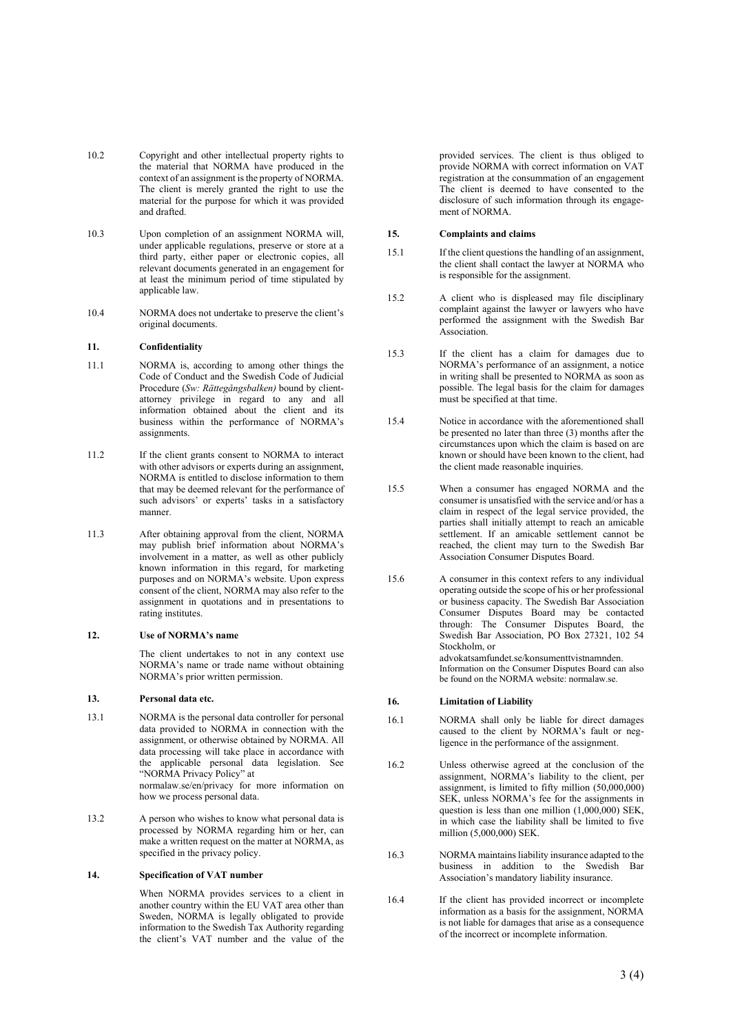10.2 Copyright and other intellectual property rights to the material that NORMA have produced in the context of an assignment is the property of NORMA. The client is merely granted the right to use the material for the purpose for which it was provided and drafted.

10.3 Upon completion of an assignment NORMA will, under applicable regulations, preserve or store at a third party, either paper or electronic copies, all relevant documents generated in an engagement for at least the minimum period of time stipulated by applicable law.

10.4 NORMA does not undertake to preserve the client's original documents.

## 11. Confidentiality

11.1 NORMA is, according to among other things the Code of Conduct and the Swedish Code of Judicial Procedure (*Sw: Rättegångsbalken)* bound by client-attorney privilege in regard to any and all information obtained about the client and its business within the performance of NORMA's assignments.

11.2 If the client grants consent to NORMA to interact with other advisors or experts during an assignment, NORMA is entitled to disclose information to them that may be deemed relevant for the performance of such advisors' or experts' tasks in a satisfactory manner.

11.3 After obtaining approval from the client, NORMA may publish brief information about NORMA's involvement in a matter, as well as other publicly known information in this regard, for marketing purposes and on NORMA's website. Upon express consent of the client, NORMA may also refer to the assignment in quotations and in presentations to rating institutes.

## 12. Use of NORMA's name

The client undertakes to not in any context use NORMA's name or trade name without obtaining NORMA's prior written permission.

## 13. Personal data etc.

13.1 NORMA is the personal data controller for personal data provided to NORMA in connection with the assignment, or otherwise obtained by NORMA. All data processing will take place in accordance with the applicable personal data legislation. See "NORMA Privacy Policy" at normalaw.se/en/privacy for more information on how we process personal data.

13.2 A person who wishes to know what personal data is processed by NORMA regarding him or her, can make a written request on the matter at NORMA, as specified in the privacy policy.

## 14. Specification of VAT number

When NORMA provides services to a client in another country within the EU VAT area other than Sweden, NORMA is legally obligated to provide information to the Swedish Tax Authority regarding the client's VAT number and the value of the provided services. The client is thus obliged to provide NORMA with correct information on VAT registration at the consummation of an engagement The client is deemed to have consented to the disclosure of such information through its engagement of NORMA.

## 15. Complaints and claims

15.1 If the client questions the handling of an assignment, the client shall contact the lawyer at NORMA who is responsible for the assignment.

15.2 A client who is displeased may file disciplinary complaint against the lawyer or lawyers who have performed the assignment with the Swedish Bar Association.

15.3 If the client has a claim for damages due to NORMA's performance of an assignment, a notice in writing shall be presented to NORMA as soon as possible. The legal basis for the claim for damages must be specified at that time.

15.4 Notice in accordance with the aforementioned shall be presented no later than three (3) months after the circumstances upon which the claim is based on are known or should have been known to the client, had the client made reasonable inquiries.

15.5 When a consumer has engaged NORMA and the consumer is unsatisfied with the service and/or has a claim in respect of the legal service provided, the parties shall initially attempt to reach an amicable settlement. If an amicable settlement cannot be reached, the client may turn to the Swedish Bar Association Consumer Disputes Board.

15.6 A consumer in this context refers to any individual operating outside the scope of his or her professional or business capacity. The Swedish Bar Association Consumer Disputes Board may be contacted through: The Consumer Disputes Board, the Swedish Bar Association, PO Box 27321, 102 54 Stockholm, or advokatsamfundet.se/konsumenttvistnamnden. Information on the Consumer Disputes Board can also be found on the NORMA website: normalaw.se.

## 16. Limitation of Liability

16.1 NORMA shall only be liable for direct damages caused to the client by NORMA's fault or negligence in the performance of the assignment.

16.2 Unless otherwise agreed at the conclusion of the assignment, NORMA's liability to the client, per assignment, is limited to fifty million (50,000,000) SEK, unless NORMA's fee for the assignments in question is less than one million (1,000,000) SEK, in which case the liability shall be limited to five million (5,000,000) SEK.

16.3 NORMA maintains liability insurance adapted to the business in addition to the Swedish Bar Association's mandatory liability insurance.

16.4 If the client has provided incorrect or incomplete information as a basis for the assignment, NORMA is not liable for damages that arise as a consequence of the incorrect or incomplete information.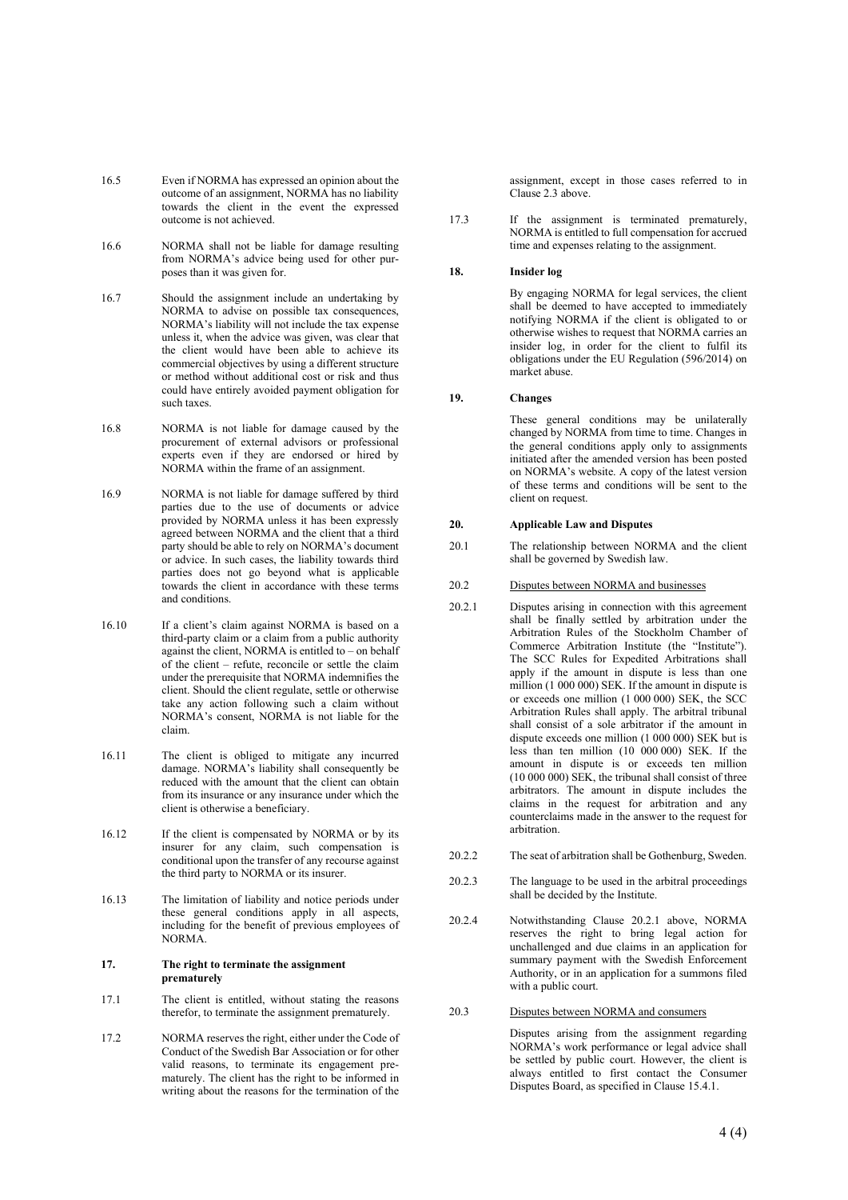16.5 Even if NORMA has expressed an opinion about the outcome of an assignment, NORMA has no liability towards the client in the event the expressed outcome is not achieved.

16.6 NORMA shall not be liable for damage resulting from NORMA's advice being used for other purposes than it was given for.

16.7 Should the assignment include an undertaking by NORMA to advise on possible tax consequences, NORMA's liability will not include the tax expense unless it, when the advice was given, was clear that the client would have been able to achieve its commercial objectives by using a different structure or method without additional cost or risk and thus could have entirely avoided payment obligation for such taxes.

16.8 NORMA is not liable for damage caused by the procurement of external advisors or professional experts even if they are endorsed or hired by NORMA within the frame of an assignment.

16.9 NORMA is not liable for damage suffered by third parties due to the use of documents or advice provided by NORMA unless it has been expressly agreed between NORMA and the client that a third party should be able to rely on NORMA's document or advice. In such cases, the liability towards third parties does not go beyond what is applicable towards the client in accordance with these terms and conditions.

16.10 If a client's claim against NORMA is based on a third-party claim or a claim from a public authority against the client, NORMA is entitled to – on behalf of the client – refute, reconcile or settle the claim under the prerequisite that NORMA indemnifies the client. Should the client regulate, settle or otherwise take any action following such a claim without NORMA's consent, NORMA is not liable for the claim.

16.11 The client is obliged to mitigate any incurred damage. NORMA's liability shall consequently be reduced with the amount that the client can obtain from its insurance or any insurance under which the client is otherwise a beneficiary.

16.12 If the client is compensated by NORMA or by its insurer for any claim, such compensation is conditional upon the transfer of any recourse against the third party to NORMA or its insurer.

16.13 The limitation of liability and notice periods under these general conditions apply in all aspects, including for the benefit of previous employees of NORMA.

**17. The right to terminate the assignment prematurely**

17.1 The client is entitled, without stating the reasons therefor, to terminate the assignment prematurely.

17.2 NORMA reserves the right, either under the Code of Conduct of the Swedish Bar Association or for other valid reasons, to terminate its engagement prematurely. The client has the right to be informed in writing about the reasons for the termination of the assignment, except in those cases referred to in Clause 2.3 above.

17.3 If the assignment is terminated prematurely, NORMA is entitled to full compensation for accrued time and expenses relating to the assignment.

**18. Insider log**

By engaging NORMA for legal services, the client shall be deemed to have accepted to immediately notifying NORMA if the client is obligated to or otherwise wishes to request that NORMA carries an insider log, in order for the client to fulfil its obligations under the EU Regulation (596/2014) on market abuse.

**19. Changes**

These general conditions may be unilaterally changed by NORMA from time to time. Changes in the general conditions apply only to assignments initiated after the amended version has been posted on NORMA's website. A copy of the latest version of these terms and conditions will be sent to the client on request.

**20. Applicable Law and Disputes**

20.1 The relationship between NORMA and the client shall be governed by Swedish law.

20.2 <u>Disputes between NORMA and businesses</u>

20.2.1 Disputes arising in connection with this agreement shall be finally settled by arbitration under the Arbitration Rules of the Stockholm Chamber of Commerce Arbitration Institute (the "Institute"). The SCC Rules for Expedited Arbitrations shall apply if the amount in dispute is less than one million (1 000 000) SEK. If the amount in dispute is or exceeds one million (1 000 000) SEK, the SCC Arbitration Rules shall apply. The arbitral tribunal shall consist of a sole arbitrator if the amount in dispute exceeds one million (1 000 000) SEK but is less than ten million (10 000 000) SEK. If the amount in dispute is or exceeds ten million (10 000 000) SEK, the tribunal shall consist of three arbitrators. The amount in dispute includes the claims in the request for arbitration and any counterclaims made in the answer to the request for arbitration.

20.2.2 The seat of arbitration shall be Gothenburg, Sweden.

20.2.3 The language to be used in the arbitral proceedings shall be decided by the Institute.

20.2.4 Notwithstanding Clause 20.2.1 above, NORMA reserves the right to bring legal action for unchallenged and due claims in an application for summary payment with the Swedish Enforcement Authority, or in an application for a summons filed with a public court.

20.3 <u>Disputes between NORMA and consumers</u>

Disputes arising from the assignment regarding NORMA's work performance or legal advice shall be settled by public court. However, the client is always entitled to first contact the Consumer Disputes Board, as specified in Clause 15.4.1.